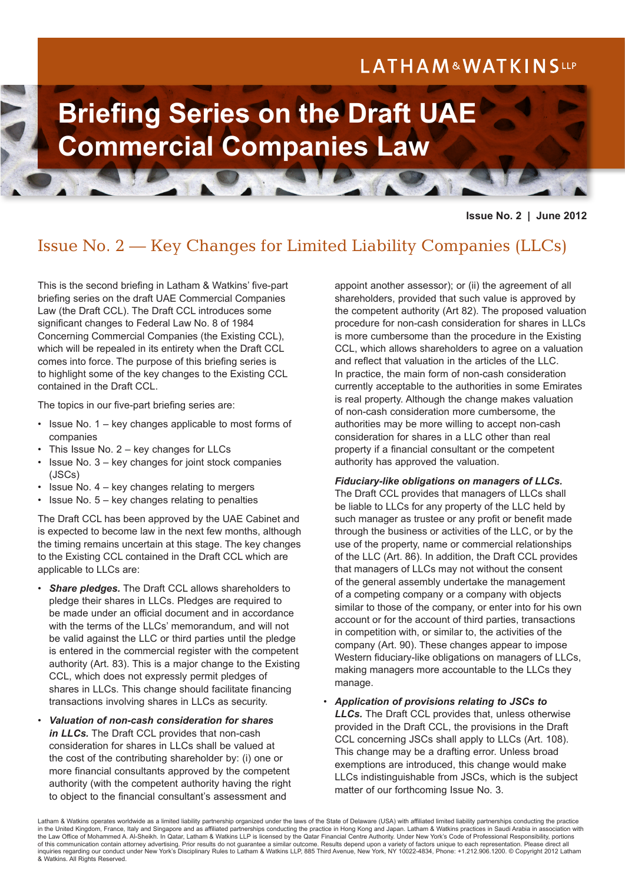LATHAM & WATKINS LLP

# Briefing Series on the Draft UAE Commercial Companies Law

**Issue No. 2 | June 2012**

## Issue No. 2 — Key Changes for Limited Liability Companies (LLCs)

This is the second briefing in Latham & Watkins' five-part briefing series on the draft UAE Commercial Companies Law (the Draft CCL). The Draft CCL introduces some significant changes to Federal Law No. 8 of 1984 Concerning Commercial Companies (the Existing CCL), which will be repealed in its entirety when the Draft CCL comes into force. The purpose of this briefing series is to highlight some of the key changes to the Existing CCL contained in the Draft CCL.

The topics in our five-part briefing series are:

- Issue No. 1 – key changes applicable to most forms of companies
- This Issue No. 2 – key changes for LLCs
- Issue No. 3 – key changes for joint stock companies (JSCs)
- Issue No. 4 – key changes relating to mergers
- Issue No. 5 – key changes relating to penalties

The Draft CCL has been approved by the UAE Cabinet and is expected to become law in the next few months, although the timing remains uncertain at this stage. The key changes to the Existing CCL contained in the Draft CCL which are applicable to LLCs are:

- ***Share pledges.*** The Draft CCL allows shareholders to pledge their shares in LLCs. Pledges are required to be made under an official document and in accordance with the terms of the LLCs' memorandum, and will not be valid against the LLC or third parties until the pledge is entered in the commercial register with the competent authority (Art. 83). This is a major change to the Existing CCL, which does not expressly permit pledges of shares in LLCs. This change should facilitate financing transactions involving shares in LLCs as security.
- ***Valuation of non-cash consideration for shares in LLCs.*** The Draft CCL provides that non-cash consideration for shares in LLCs shall be valued at the cost of the contributing shareholder by: (i) one or more financial consultants approved by the competent authority (with the competent authority having the right to object to the financial consultant's assessment and appoint another assessor); or (ii) the agreement of all shareholders, provided that such value is approved by the competent authority (Art 82). The proposed valuation procedure for non-cash consideration for shares in LLCs is more cumbersome than the procedure in the Existing CCL, which allows shareholders to agree on a valuation and reflect that valuation in the articles of the LLC. In practice, the main form of non-cash consideration currently acceptable to the authorities in some Emirates is real property. Although the change makes valuation of non-cash consideration more cumbersome, the authorities may be more willing to accept non-cash consideration for shares in a LLC other than real property if a financial consultant or the competent authority has approved the valuation.

  ***Fiduciary-like obligations on managers of LLCs.*** The Draft CCL provides that managers of LLCs shall be liable to LLCs for any property of the LLC held by such manager as trustee or any profit or benefit made through the business or activities of the LLC, or by the use of the property, name or commercial relationships of the LLC (Art. 86). In addition, the Draft CCL provides that managers of LLCs may not without the consent of the general assembly undertake the management of a competing company or a company with objects similar to those of the company, or enter into for his own account or for the account of third parties, transactions in competition with, or similar to, the activities of the company (Art. 90). These changes appear to impose Western fiduciary-like obligations on managers of LLCs, making managers more accountable to the LLCs they manage.
- ***Application of provisions relating to JSCs to LLCs.*** The Draft CCL provides that, unless otherwise provided in the Draft CCL, the provisions in the Draft CCL concerning JSCs shall apply to LLCs (Art. 108). This change may be a drafting error. Unless broad exemptions are introduced, this change would make LLCs indistinguishable from JSCs, which is the subject matter of our forthcoming Issue No. 3.

Latham & Watkins operates worldwide as a limited liability partnership organized under the laws of the State of Delaware (USA) with affiliated limited liability partnerships conducting the practice in the United Kingdom, France, Italy and Singapore and as affiliated partnerships conducting the practice in Hong Kong and Japan. Latham & Watkins practices in Saudi Arabia in association with the Law Office of Mohammed A. Al-Sheikh. In Qatar, Latham & Watkins LLP is licensed by the Qatar Financial Centre Authority. Under New York's Code of Professional Responsibility, portions of this communication contain attorney advertising. Prior results do not guarantee a similar outcome. Results depend upon a variety of factors unique to each representation. Please direct all inquiries regarding our conduct under New York's Disciplinary Rules to Latham & Watkins LLP, 885 Third Avenue, New York, NY 10022-4834, Phone: +1.212.906.1200. © Copyright 2012 Latham & Watkins. All Rights Reserved.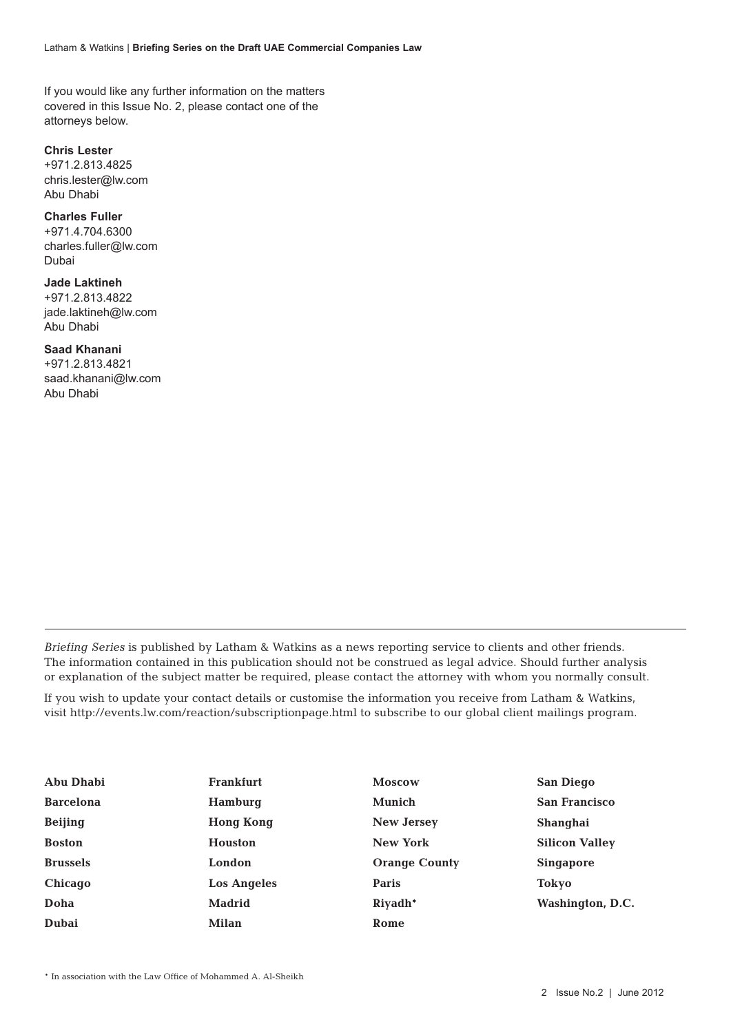If you would like any further information on the matters covered in this Issue No. 2, please contact one of the attorneys below.

**Chris Lester**
+971.2.813.4825
chris.lester@lw.com
Abu Dhabi

**Charles Fuller**
+971.4.704.6300
charles.fuller@lw.com
Dubai

**Jade Laktineh**
+971.2.813.4822
jade.laktineh@lw.com
Abu Dhabi

**Saad Khanani**
+971.2.813.4821
saad.khanani@lw.com
Abu Dhabi

---

*Briefing Series* is published by Latham & Watkins as a news reporting service to clients and other friends. The information contained in this publication should not be construed as legal advice. Should further analysis or explanation of the subject matter be required, please contact the attorney with whom you normally consult.

If you wish to update your contact details or customise the information you receive from Latham & Watkins, visit http://events.lw.com/reaction/subscriptionpage.html to subscribe to our global client mailings program.

**Abu Dhabi**
**Barcelona**
**Beijing**
**Boston**
**Brussels**
**Chicago**
**Doha**
**Dubai**
**Frankfurt**
**Hamburg**
**Hong Kong**
**Houston**
**London**
**Los Angeles**
**Madrid**
**Milan**
**Moscow**
**Munich**
**New Jersey**
**New York**
**Orange County**
**Paris**
**Riyadh***
**Rome**
**San Diego**
**San Francisco**
**Shanghai**
**Silicon Valley**
**Singapore**
**Tokyo**
**Washington, D.C.**

\* In association with the Law Office of Mohammed A. Al-Sheikh